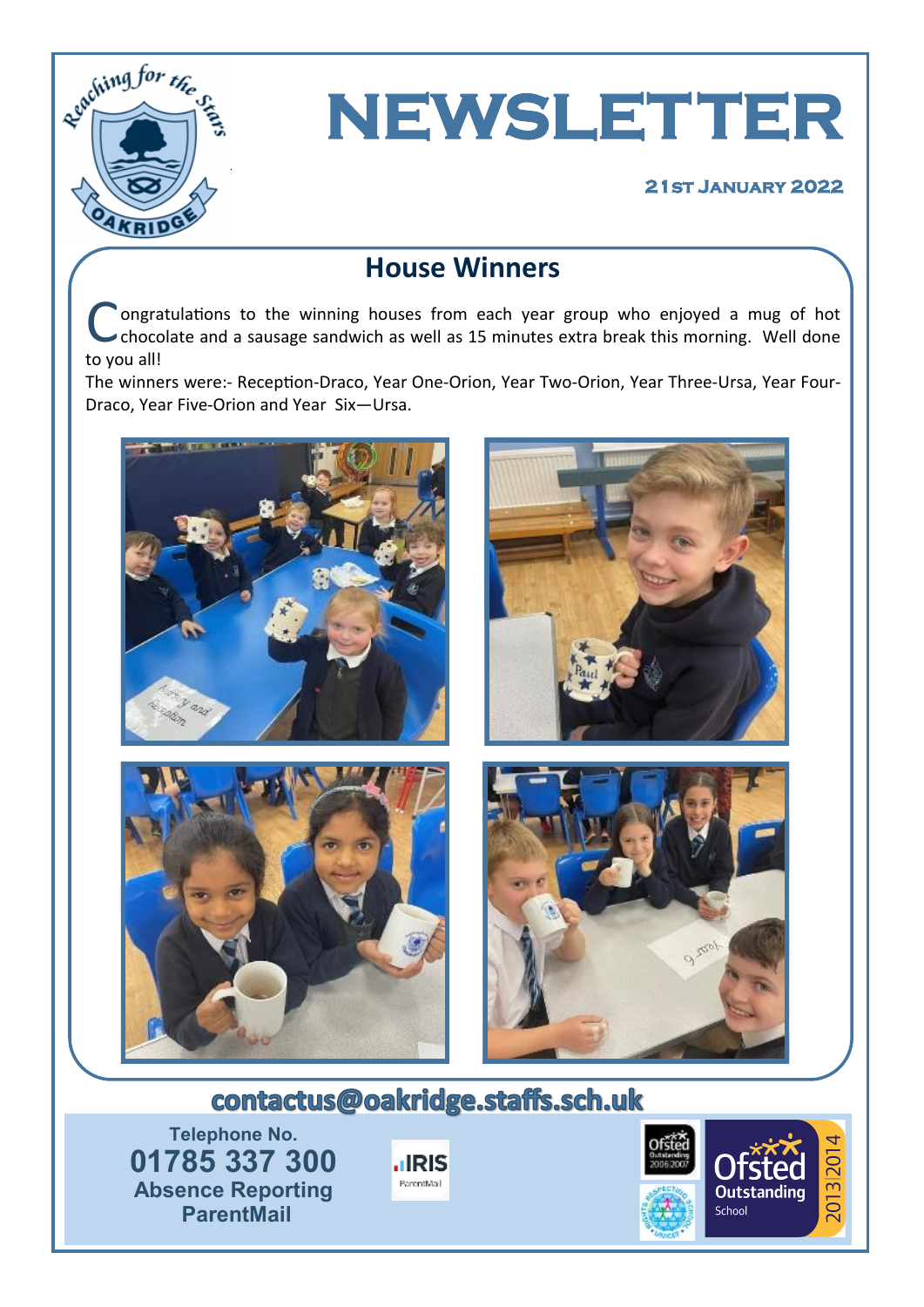Reaching for the Stars

OAKRIDGE

# NEWSLETTER

**21st January 2022**

## House Winners

Congratulations to the winning houses from each year group who enjoyed a mug of hot chocolate and a sausage sandwich as well as 15 minutes extra break this morning. Well done to you all!

The winners were:- Reception-Draco, Year One-Orion, Year Two-Orion, Year Three-Ursa, Year Four-Draco, Year Five-Orion and Year Six—Ursa.

**contactus@oakridge.staffs.sch.uk**

Telephone No.
**01785 337 300**
**Absence Reporting**
**ParentMail**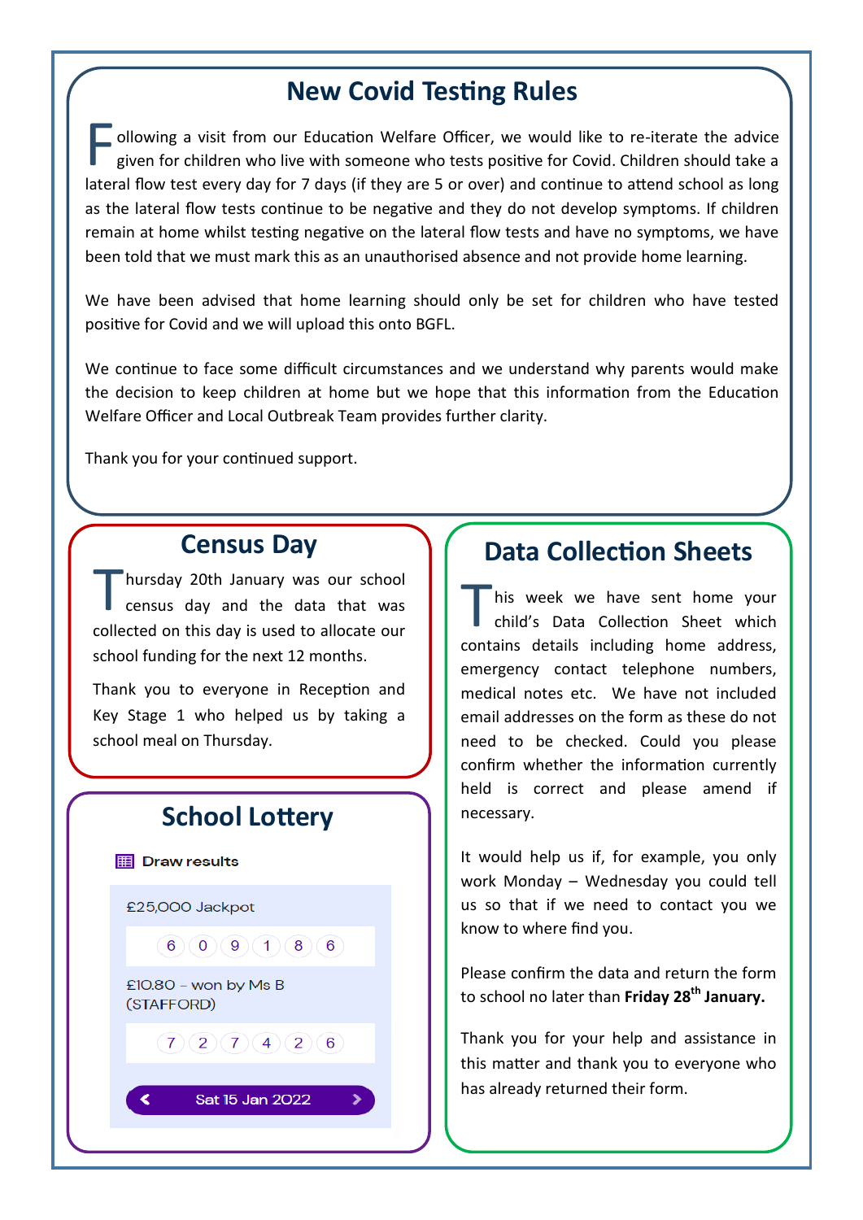## New Covid Testing Rules

Following a visit from our Education Welfare Officer, we would like to re-iterate the advice given for children who live with someone who tests positive for Covid. Children should take a lateral flow test every day for 7 days (if they are 5 or over) and continue to attend school as long as the lateral flow tests continue to be negative and they do not develop symptoms. If children remain at home whilst testing negative on the lateral flow tests and have no symptoms, we have been told that we must mark this as an unauthorised absence and not provide home learning.

We have been advised that home learning should only be set for children who have tested positive for Covid and we will upload this onto BGFL.

We continue to face some difficult circumstances and we understand why parents would make the decision to keep children at home but we hope that this information from the Education Welfare Officer and Local Outbreak Team provides further clarity.

Thank you for your continued support.

## Census Day

Thursday 20th January was our school census day and the data that was collected on this day is used to allocate our school funding for the next 12 months.

Thank you to everyone in Reception and Key Stage 1 who helped us by taking a school meal on Thursday.

## School Lottery

Draw results

£25,000 Jackpot

6 0 9 1 8 6

£10.80 – won by Ms B (STAFFORD)

7 2 7 4 2 6

Sat 15 Jan 2022

## Data Collection Sheets

This week we have sent home your child's Data Collection Sheet which contains details including home address, emergency contact telephone numbers, medical notes etc. We have not included email addresses on the form as these do not need to be checked. Could you please confirm whether the information currently held is correct and please amend if necessary.

It would help us if, for example, you only work Monday – Wednesday you could tell us so that if we need to contact you we know to where find you.

Please confirm the data and return the form to school no later than **Friday 28th January.**

Thank you for your help and assistance in this matter and thank you to everyone who has already returned their form.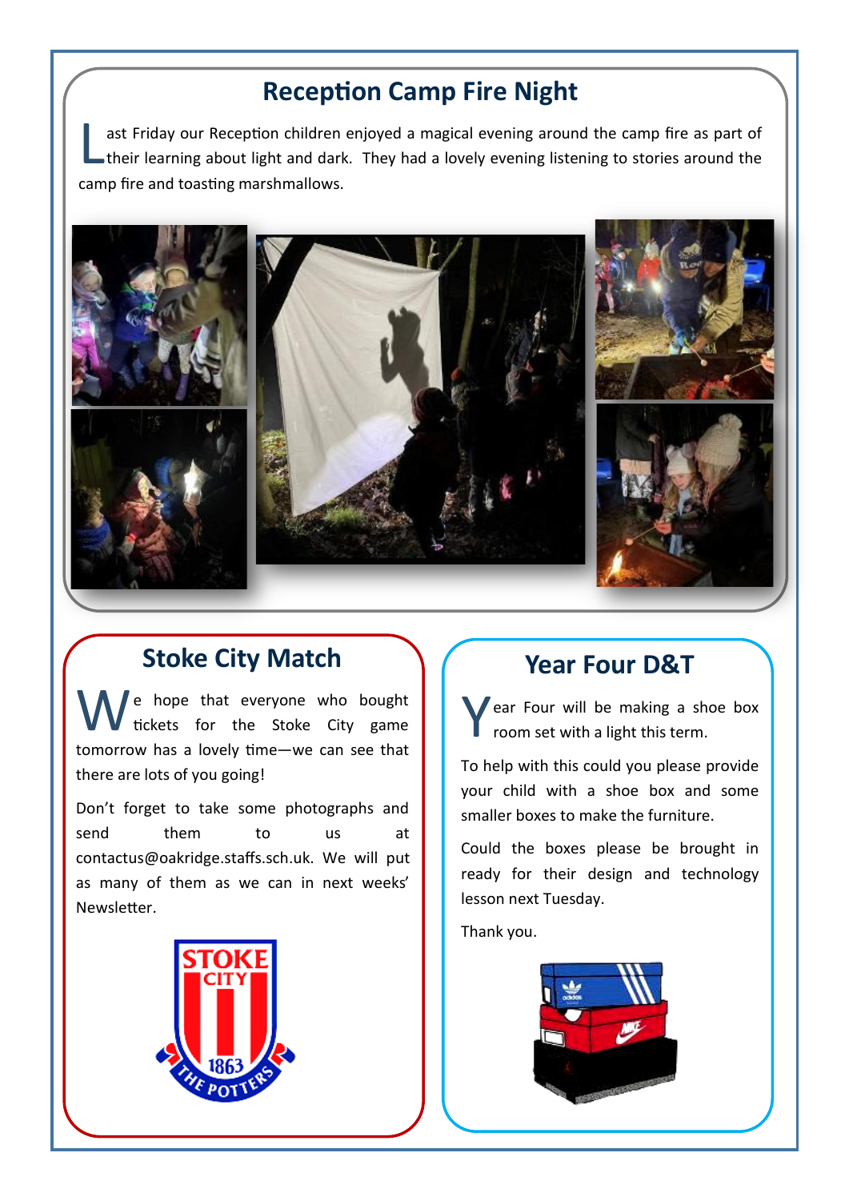## Reception Camp Fire Night

Last Friday our Reception children enjoyed a magical evening around the camp fire as part of their learning about light and dark. They had a lovely evening listening to stories around the camp fire and toasting marshmallows.

## Stoke City Match

We hope that everyone who bought tickets for the Stoke City game tomorrow has a lovely time—we can see that there are lots of you going!

Don't forget to take some photographs and send them to us at contactus@oakridge.staffs.sch.uk. We will put as many of them as we can in next weeks' Newsletter.

## Year Four D&T

Year Four will be making a shoe box room set with a light this term.

To help with this could you please provide your child with a shoe box and some smaller boxes to make the furniture.

Could the boxes please be brought in ready for their design and technology lesson next Tuesday.

Thank you.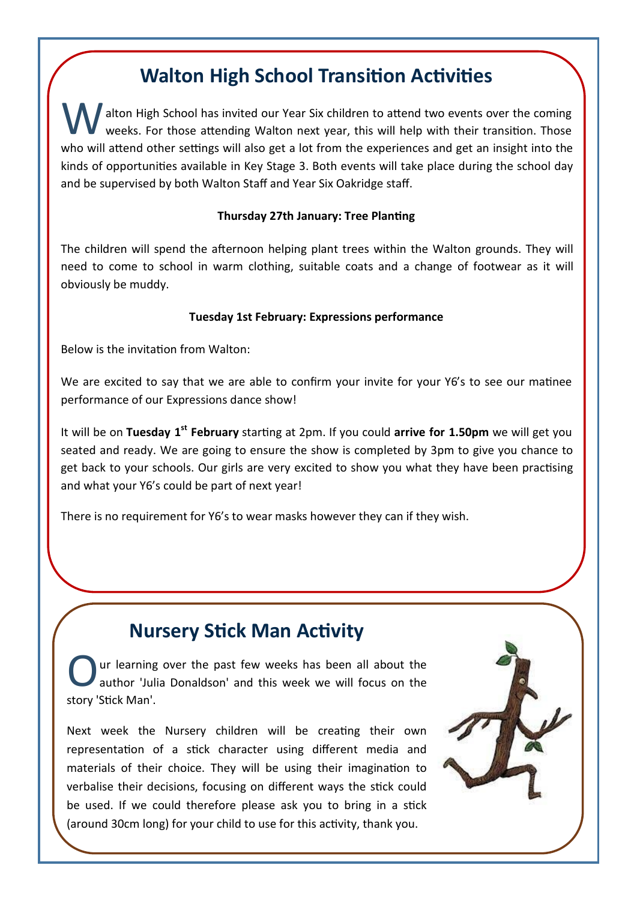## Walton High School Transition Activities

Walton High School has invited our Year Six children to attend two events over the coming weeks. For those attending Walton next year, this will help with their transition. Those who will attend other settings will also get a lot from the experiences and get an insight into the kinds of opportunities available in Key Stage 3. Both events will take place during the school day and be supervised by both Walton Staff and Year Six Oakridge staff.

**Thursday 27th January: Tree Planting**

The children will spend the afternoon helping plant trees within the Walton grounds. They will need to come to school in warm clothing, suitable coats and a change of footwear as it will obviously be muddy.

**Tuesday 1st February: Expressions performance**

Below is the invitation from Walton:

We are excited to say that we are able to confirm your invite for your Y6's to see our matinee performance of our Expressions dance show!

It will be on **Tuesday 1st February** starting at 2pm. If you could **arrive for 1.50pm** we will get you seated and ready. We are going to ensure the show is completed by 3pm to give you chance to get back to your schools. Our girls are very excited to show you what they have been practising and what your Y6's could be part of next year!

There is no requirement for Y6's to wear masks however they can if they wish.

## Nursery Stick Man Activity

Our learning over the past few weeks has been all about the author 'Julia Donaldson' and this week we will focus on the story 'Stick Man'.

Next week the Nursery children will be creating their own representation of a stick character using different media and materials of their choice. They will be using their imagination to verbalise their decisions, focusing on different ways the stick could be used. If we could therefore please ask you to bring in a stick (around 30cm long) for your child to use for this activity, thank you.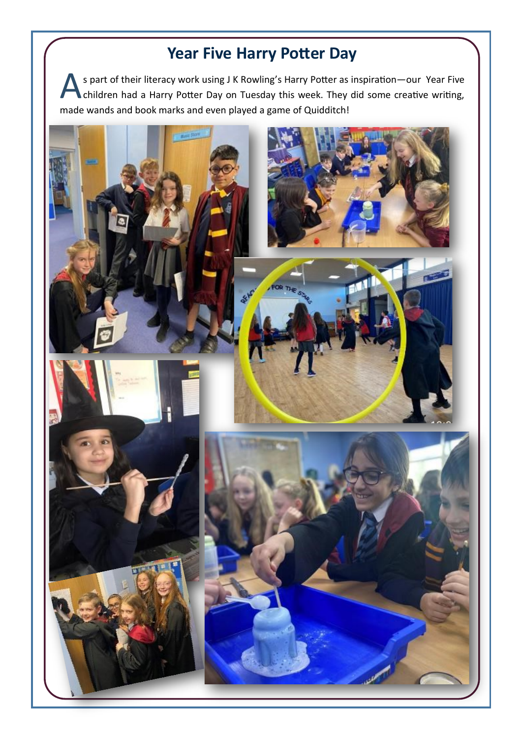# Year Five Harry Potter Day

As part of their literacy work using J K Rowling's Harry Potter as inspiration—our Year Five children had a Harry Potter Day on Tuesday this week. They did some creative writing, made wands and book marks and even played a game of Quidditch!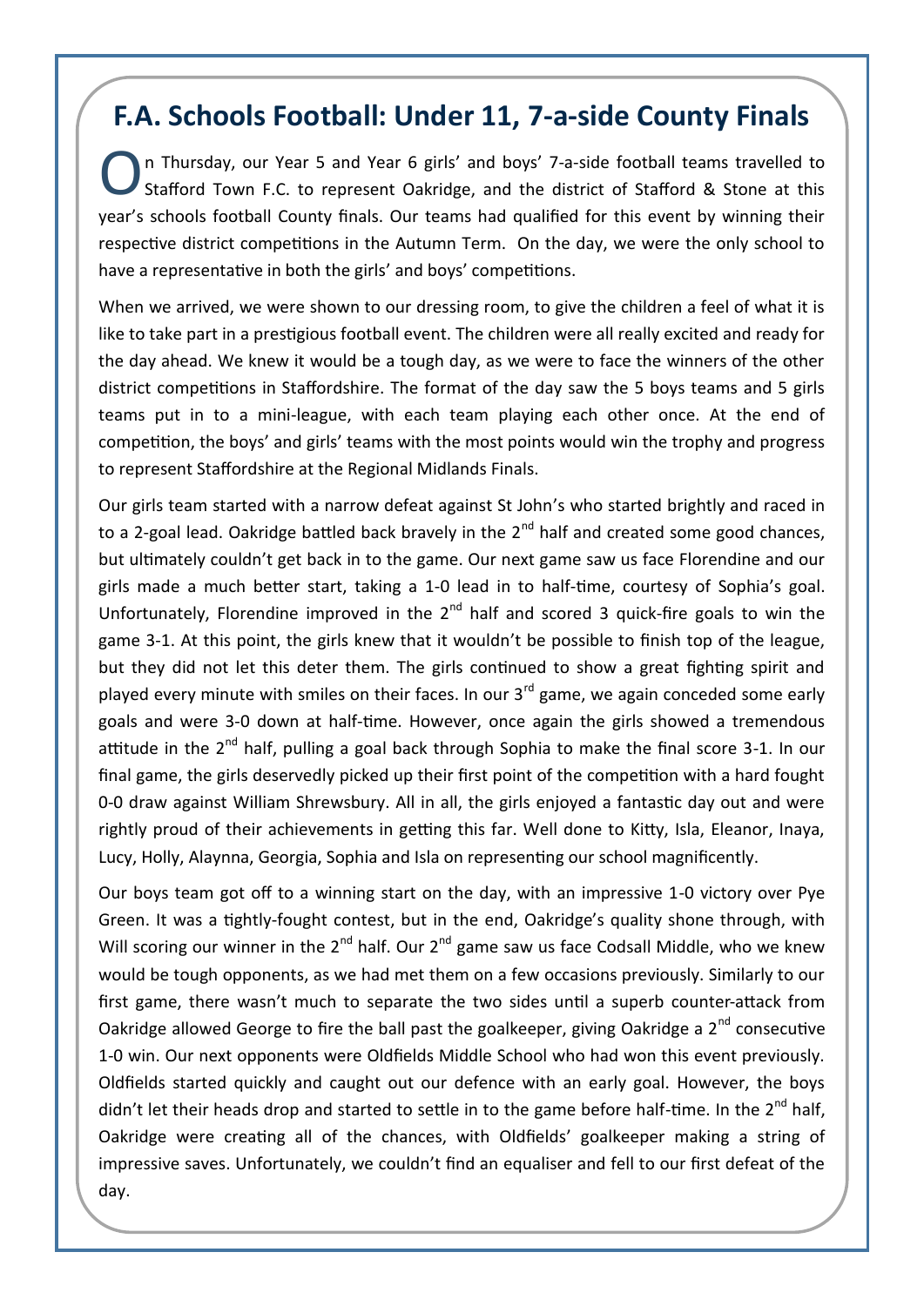# F.A. Schools Football: Under 11, 7-a-side County Finals

On Thursday, our Year 5 and Year 6 girls' and boys' 7-a-side football teams travelled to Stafford Town F.C. to represent Oakridge, and the district of Stafford & Stone at this year's schools football County finals. Our teams had qualified for this event by winning their respective district competitions in the Autumn Term. On the day, we were the only school to have a representative in both the girls' and boys' competitions.

When we arrived, we were shown to our dressing room, to give the children a feel of what it is like to take part in a prestigious football event. The children were all really excited and ready for the day ahead. We knew it would be a tough day, as we were to face the winners of the other district competitions in Staffordshire. The format of the day saw the 5 boys teams and 5 girls teams put in to a mini-league, with each team playing each other once. At the end of competition, the boys' and girls' teams with the most points would win the trophy and progress to represent Staffordshire at the Regional Midlands Finals.

Our girls team started with a narrow defeat against St John's who started brightly and raced in to a 2-goal lead. Oakridge battled back bravely in the 2nd half and created some good chances, but ultimately couldn't get back in to the game. Our next game saw us face Florendine and our girls made a much better start, taking a 1-0 lead in to half-time, courtesy of Sophia's goal. Unfortunately, Florendine improved in the 2nd half and scored 3 quick-fire goals to win the game 3-1. At this point, the girls knew that it wouldn't be possible to finish top of the league, but they did not let this deter them. The girls continued to show a great fighting spirit and played every minute with smiles on their faces. In our 3rd game, we again conceded some early goals and were 3-0 down at half-time. However, once again the girls showed a tremendous attitude in the 2nd half, pulling a goal back through Sophia to make the final score 3-1. In our final game, the girls deservedly picked up their first point of the competition with a hard fought 0-0 draw against William Shrewsbury. All in all, the girls enjoyed a fantastic day out and were rightly proud of their achievements in getting this far. Well done to Kitty, Isla, Eleanor, Inaya, Lucy, Holly, Alaynna, Georgia, Sophia and Isla on representing our school magnificently.

Our boys team got off to a winning start on the day, with an impressive 1-0 victory over Pye Green. It was a tightly-fought contest, but in the end, Oakridge's quality shone through, with Will scoring our winner in the 2nd half. Our 2nd game saw us face Codsall Middle, who we knew would be tough opponents, as we had met them on a few occasions previously. Similarly to our first game, there wasn't much to separate the two sides until a superb counter-attack from Oakridge allowed George to fire the ball past the goalkeeper, giving Oakridge a 2nd consecutive 1-0 win. Our next opponents were Oldfields Middle School who had won this event previously. Oldfields started quickly and caught out our defence with an early goal. However, the boys didn't let their heads drop and started to settle in to the game before half-time. In the 2nd half, Oakridge were creating all of the chances, with Oldfields' goalkeeper making a string of impressive saves. Unfortunately, we couldn't find an equaliser and fell to our first defeat of the day.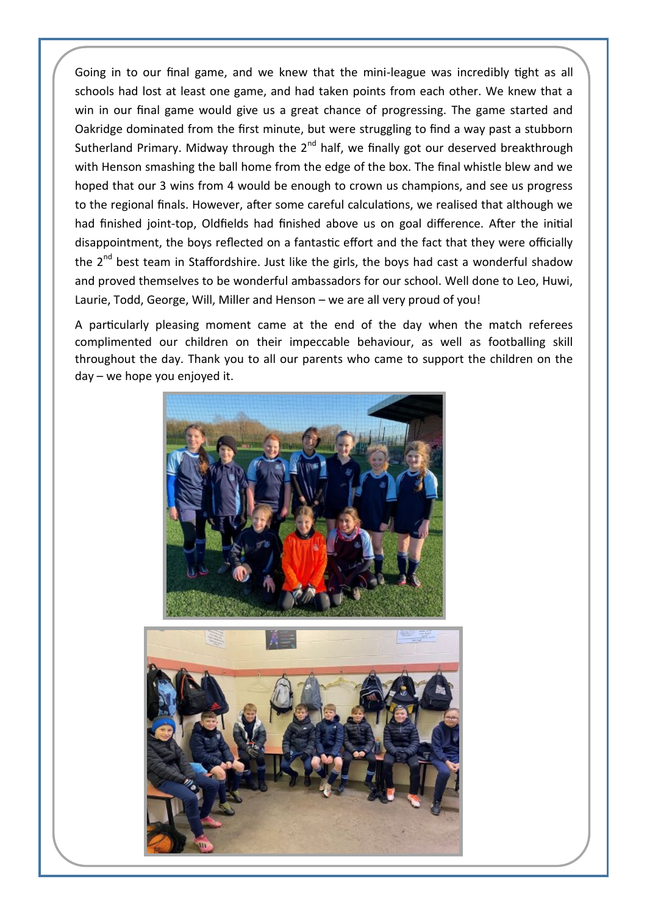Going in to our final game, and we knew that the mini-league was incredibly tight as all schools had lost at least one game, and had taken points from each other. We knew that a win in our final game would give us a great chance of progressing. The game started and Oakridge dominated from the first minute, but were struggling to find a way past a stubborn Sutherland Primary. Midway through the 2nd half, we finally got our deserved breakthrough with Henson smashing the ball home from the edge of the box. The final whistle blew and we hoped that our 3 wins from 4 would be enough to crown us champions, and see us progress to the regional finals. However, after some careful calculations, we realised that although we had finished joint-top, Oldfields had finished above us on goal difference. After the initial disappointment, the boys reflected on a fantastic effort and the fact that they were officially the 2nd best team in Staffordshire. Just like the girls, the boys had cast a wonderful shadow and proved themselves to be wonderful ambassadors for our school. Well done to Leo, Huwi, Laurie, Todd, George, Will, Miller and Henson – we are all very proud of you!

A particularly pleasing moment came at the end of the day when the match referees complimented our children on their impeccable behaviour, as well as footballing skill throughout the day. Thank you to all our parents who came to support the children on the day – we hope you enjoyed it.